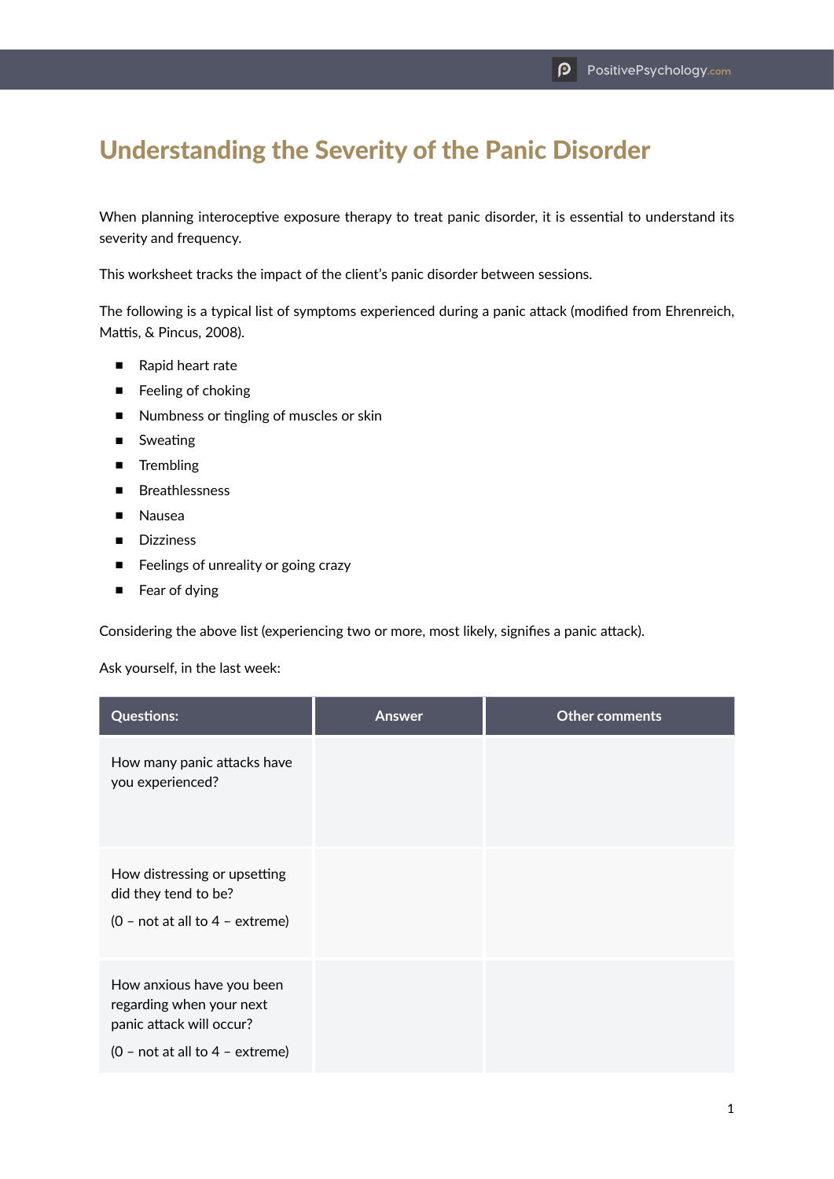# Understanding the Severity of the Panic Disorder

When planning interoceptive exposure therapy to treat panic disorder, it is essential to understand its severity and frequency.

This worksheet tracks the impact of the client's panic disorder between sessions.

The following is a typical list of symptoms experienced during a panic attack (modified from Ehrenreich, Mattis, & Pincus, 2008).

- Rapid heart rate
- Feeling of choking
- Numbness or tingling of muscles or skin
- Sweating
- Trembling
- Breathlessness
- Nausea
- Dizziness
- Feelings of unreality or going crazy
- Fear of dying

Considering the above list (experiencing two or more, most likely, signifies a panic attack).

Ask yourself, in the last week:

| Questions: | Answer | Other comments |
|---|---|---|
| How many panic attacks have you experienced? | | |
| How distressing or upsetting did they tend to be? (0 – not at all to 4 – extreme) | | |
| How anxious have you been regarding when your next panic attack will occur? (0 – not at all to 4 – extreme) | | |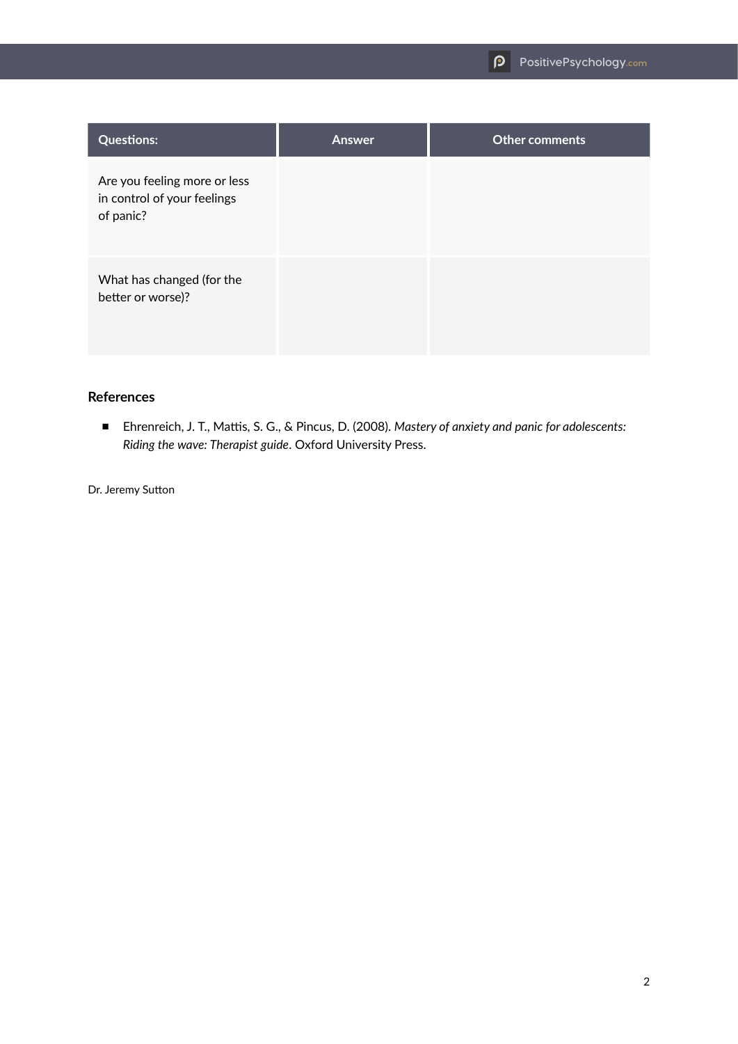| Questions: | Answer | Other comments |
|---|---|---|
| Are you feeling more or less in control of your feelings of panic? | | |
| What has changed (for the better or worse)? | | |

### References

- Ehrenreich, J. T., Mattis, S. G., & Pincus, D. (2008). *Mastery of anxiety and panic for adolescents: Riding the wave: Therapist guide*. Oxford University Press.

Dr. Jeremy Sutton